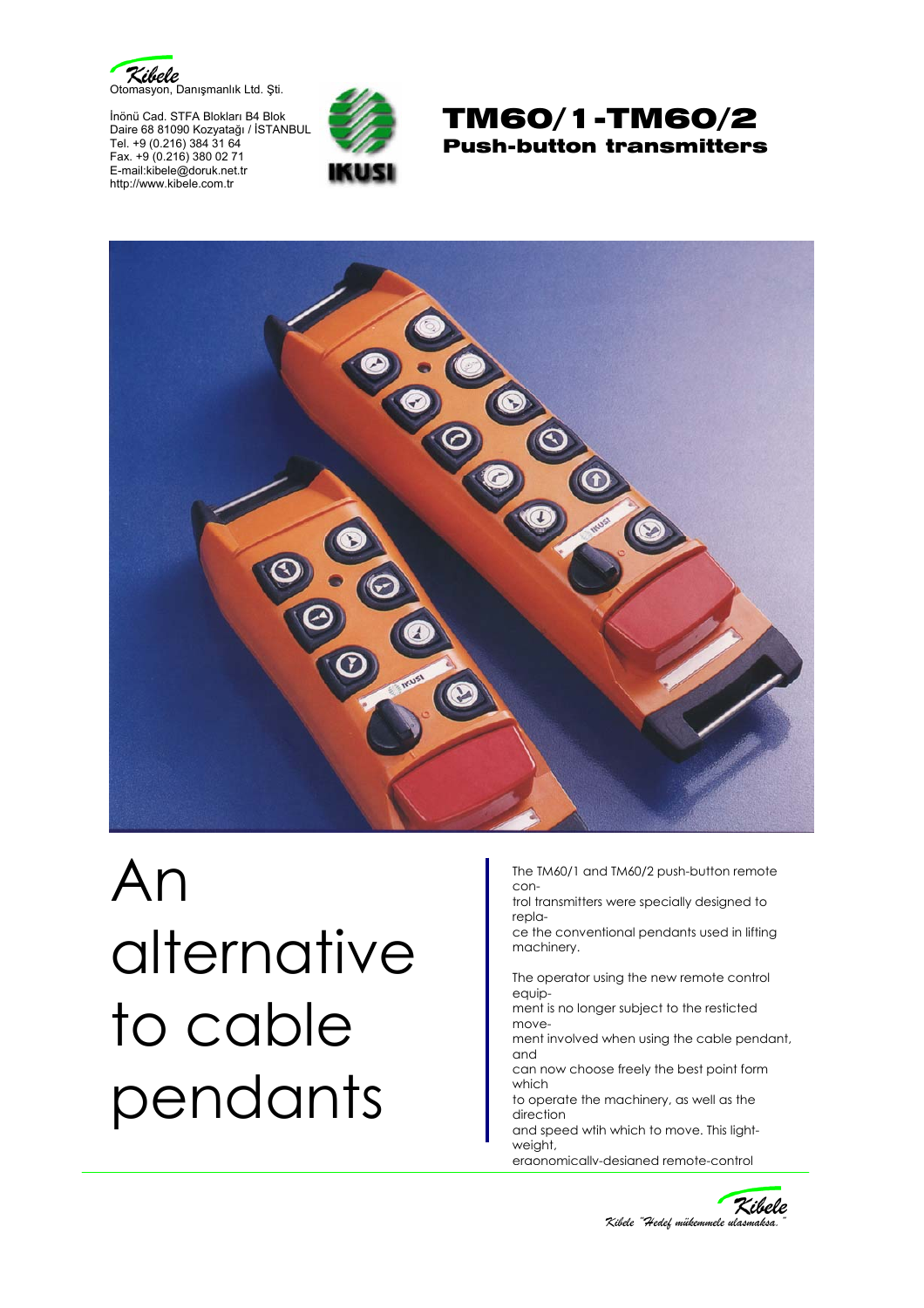Kibele
Otomasyon, Danışmanlık Ltd. Şti.

İnönü Cad. STFA Blokları B4 Blok
Daire 68 81090 Kozyatağı / İSTANBUL
Tel. +9 (0.216) 384 31 64
Fax. +9 (0.216) 380 02 71
E-mail:kibele@doruk.net.tr
http://www.kibele.com.tr

IKUSI

# TM60/1 -TM60/2

## Push-button transmitters

# An alternative to cable pendants

The TM60/1 and TM60/2 push-button remote con-
trol transmitters were specially designed to repla-
ce the conventional pendants used in lifting machinery.

The operator using the new remote control equip-
ment is no longer subject to the resticted move-
ment involved when using the cable pendant, and
can now choose freely the best point form which
to operate the machinery, as well as the direction
and speed wtih which to move. This light-weight,
ergonomically-designed remote-control

Kibele "Hedef mükemmele ulaşmaksa."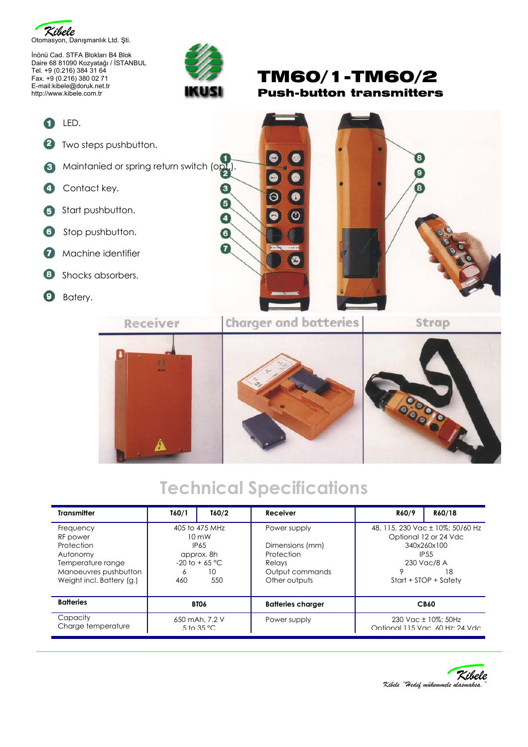Kibele
Otomasyon, Danışmanlık Ltd. Şti.

İnönü Cad. STFA Blokları B4 Blok
Daire 68 81090 Kozyatağı / İSTANBUL
Tel. +9 (0.216) 384 31 64
Fax. +9 (0.216) 380 02 71
E-mail:kibele@doruk.net.tr
http://www.kibele.com.tr

IKUSI

# TM60/1-TM60/2

## Push-button transmitters

1. LED.
2. Two steps pushbutton.
3. Maintanied or spring return switch (opt.).
4. Contact key.
5. Start pushbutton.
6. Stop pushbutton.
7. Machine identifier
8. Shocks absorbers.
9. Batery.

Receiver

Charger and batteries

Strap

## Technical Specifications

| Transmitter | T60/1 | T60/2 | Receiver | R60/9 | R60/18 |
|---|---|---|---|---|---|
| Frequency | 405 to 475 MHz | | Power supply | 48, 115, 230 Vac ± 10%; 50/60 Hz Optional 12 or 24 Vdc | |
| RF power | 10 mW | | | | |
| Protection | IP65 | | Dimensions (mm) | 340x260x100 | |
| Autonomy | approx. 8h | | Protection | IP55 | |
| Temperature range | -20 to + 65 °C | | Relays | 230 Vac/8 A | |
| Manoeuvres pushbutton | 6 | 10 | Output commands | 9 | 18 |
| Weight incl. Battery (g.) | 460 | 550 | Other outputs | Start + STOP + Safety | |
| **Batteries** | **BT06** | | **Batteries charger** | **CB60** | |
| Capacity | 650 mAh, 7.2 V | | Power supply | 230 Vac ± 10%; 50Hz Optional 115 Vac, 60 Hz; 24 Vdc | |
| Charge temperature | 5 to 35 °C | | | | |

Kibele
Kibele "Hedef mükemmele ulaşmaksa."